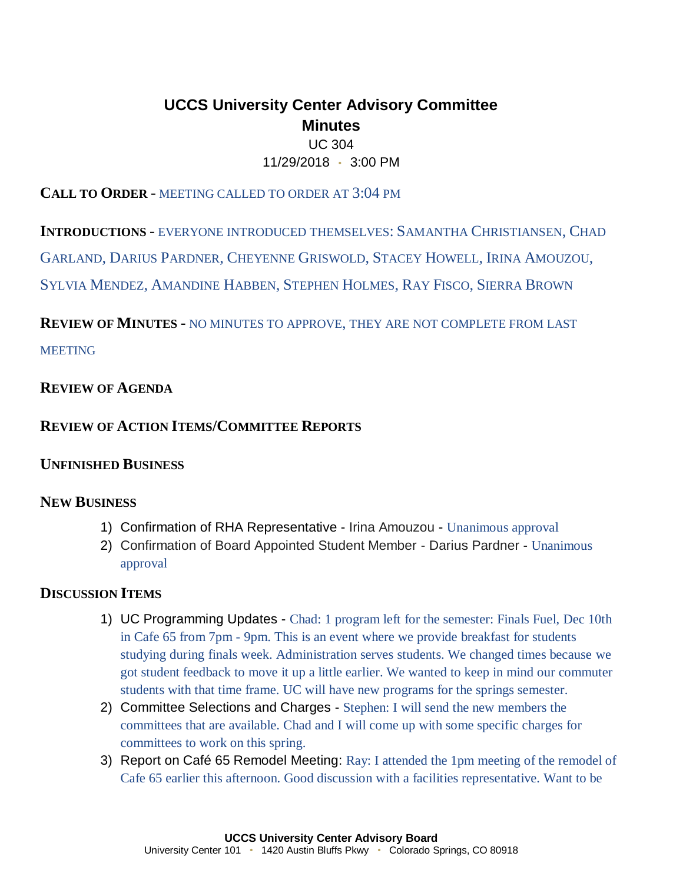# UCCS University Center Advisory Committee

## Minutes

UC 304

11/29/2018 • 3:00 PM

**CALL TO ORDER** - MEETING CALLED TO ORDER AT 3:04 PM

**INTRODUCTIONS** - EVERYONE INTRODUCED THEMSELVES: SAMANTHA CHRISTIANSEN, CHAD GARLAND, DARIUS PARDNER, CHEYENNE GRISWOLD, STACEY HOWELL, IRINA AMOUZOU, SYLVIA MENDEZ, AMANDINE HABBEN, STEPHEN HOLMES, RAY FISCO, SIERRA BROWN

**REVIEW OF MINUTES -** NO MINUTES TO APPROVE, THEY ARE NOT COMPLETE FROM LAST MEETING

**REVIEW OF AGENDA**

**REVIEW OF ACTION ITEMS/COMMITTEE REPORTS**

**UNFINISHED BUSINESS**

**NEW BUSINESS**

1) Confirmation of RHA Representative - Irina Amouzou - Unanimous approval
2) Confirmation of Board Appointed Student Member - Darius Pardner - Unanimous approval

**DISCUSSION ITEMS**

1) UC Programming Updates - Chad: 1 program left for the semester: Finals Fuel, Dec 10th in Cafe 65 from 7pm - 9pm. This is an event where we provide breakfast for students studying during finals week. Administration serves students. We changed times because we got student feedback to move it up a little earlier. We wanted to keep in mind our commuter students with that time frame. UC will have new programs for the springs semester.
2) Committee Selections and Charges - Stephen: I will send the new members the committees that are available. Chad and I will come up with some specific charges for committees to work on this spring.
3) Report on Café 65 Remodel Meeting: Ray: I attended the 1pm meeting of the remodel of Cafe 65 earlier this afternoon. Good discussion with a facilities representative. Want to be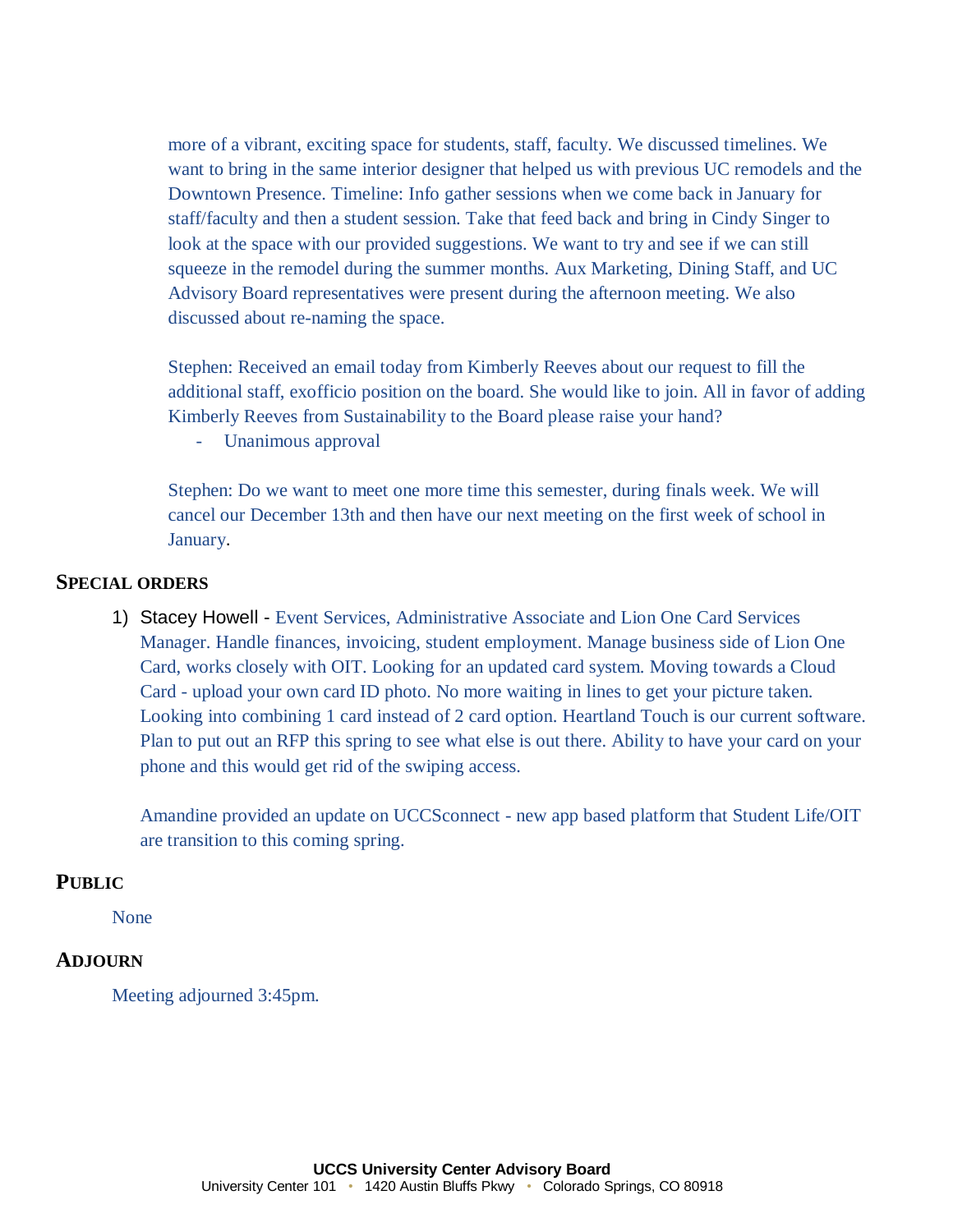more of a vibrant, exciting space for students, staff, faculty. We discussed timelines. We want to bring in the same interior designer that helped us with previous UC remodels and the Downtown Presence. Timeline: Info gather sessions when we come back in January for staff/faculty and then a student session. Take that feed back and bring in Cindy Singer to look at the space with our provided suggestions. We want to try and see if we can still squeeze in the remodel during the summer months. Aux Marketing, Dining Staff, and UC Advisory Board representatives were present during the afternoon meeting. We also discussed about re-naming the space.

Stephen: Received an email today from Kimberly Reeves about our request to fill the additional staff, exofficio position on the board. She would like to join. All in favor of adding Kimberly Reeves from Sustainability to the Board please raise your hand?

- Unanimous approval

Stephen: Do we want to meet one more time this semester, during finals week. We will cancel our December 13th and then have our next meeting on the first week of school in January.

## SPECIAL ORDERS

1) Stacey Howell - Event Services, Administrative Associate and Lion One Card Services Manager. Handle finances, invoicing, student employment. Manage business side of Lion One Card, works closely with OIT. Looking for an updated card system. Moving towards a Cloud Card - upload your own card ID photo. No more waiting in lines to get your picture taken. Looking into combining 1 card instead of 2 card option. Heartland Touch is our current software. Plan to put out an RFP this spring to see what else is out there. Ability to have your card on your phone and this would get rid of the swiping access.

   Amandine provided an update on UCCSconnect - new app based platform that Student Life/OIT are transition to this coming spring.

## PUBLIC

None

## ADJOURN

Meeting adjourned 3:45pm.